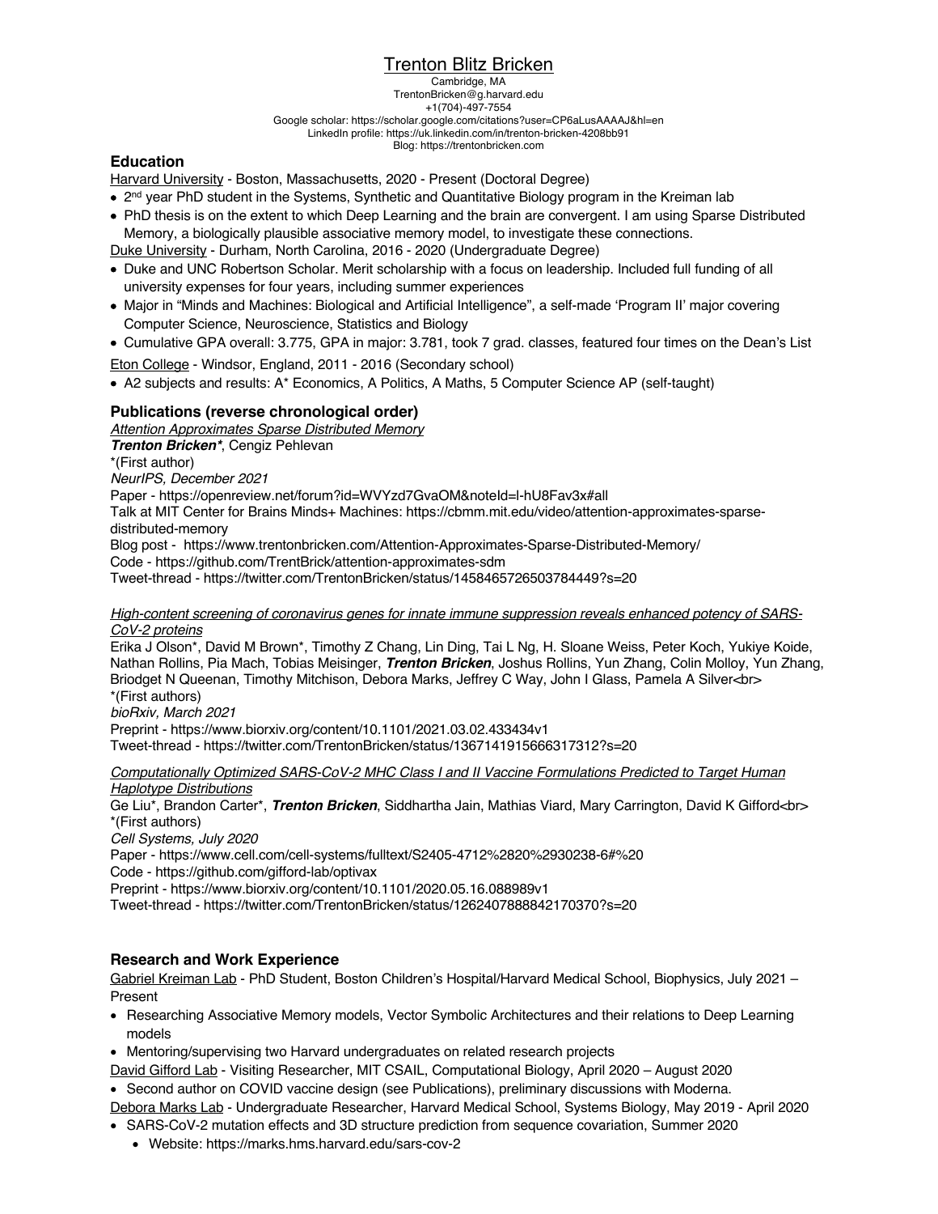# Trenton Blitz Bricken

Cambridge, MA
TrentonBricken@g.harvard.edu
+1(704)-497-7554
Google scholar: https://scholar.google.com/citations?user=CP6aLusAAAAJ&hl=en
LinkedIn profile: https://uk.linkedin.com/in/trenton-bricken-4208bb91
Blog: https://trentonbricken.com

## Education

Harvard University - Boston, Massachusetts, 2020 - Present (Doctoral Degree)

- 2nd year PhD student in the Systems, Synthetic and Quantitative Biology program in the Kreiman lab
- PhD thesis is on the extent to which Deep Learning and the brain are convergent. I am using Sparse Distributed Memory, a biologically plausible associative memory model, to investigate these connections.

Duke University - Durham, North Carolina, 2016 - 2020 (Undergraduate Degree)

- Duke and UNC Robertson Scholar. Merit scholarship with a focus on leadership. Included full funding of all university expenses for four years, including summer experiences
- Major in "Minds and Machines: Biological and Artificial Intelligence", a self-made 'Program II' major covering Computer Science, Neuroscience, Statistics and Biology
- Cumulative GPA overall: 3.775, GPA in major: 3.781, took 7 grad. classes, featured four times on the Dean's List

Eton College - Windsor, England, 2011 - 2016 (Secondary school)

- A2 subjects and results: A* Economics, A Politics, A Maths, 5 Computer Science AP (self-taught)

## Publications (reverse chronological order)

*Attention Approximates Sparse Distributed Memory*
***Trenton Bricken****, Cengiz Pehlevan
*(First author)
*NeurIPS, December 2021*
Paper - https://openreview.net/forum?id=WVYzd7GvaOM&noteId=l-hU8Fav3x#all
Talk at MIT Center for Brains Minds+ Machines: https://cbmm.mit.edu/video/attention-approximates-sparse-distributed-memory
Blog post - https://www.trentonbricken.com/Attention-Approximates-Sparse-Distributed-Memory/
Code - https://github.com/TrentBrick/attention-approximates-sdm
Tweet-thread - https://twitter.com/TrentonBricken/status/1458465726503784449?s=20

*High-content screening of coronavirus genes for innate immune suppression reveals enhanced potency of SARS-CoV-2 proteins*
Erika J Olson*, David M Brown*, Timothy Z Chang, Lin Ding, Tai L Ng, H. Sloane Weiss, Peter Koch, Yukiye Koide, Nathan Rollins, Pia Mach, Tobias Meisinger, ***Trenton Bricken***, Joshus Rollins, Yun Zhang, Colin Molloy, Yun Zhang, Briodget N Queenan, Timothy Mitchison, Debora Marks, Jeffrey C Way, John I Glass, Pamela A Silver<br>
*(First authors)
*bioRxiv, March 2021*
Preprint - https://www.biorxiv.org/content/10.1101/2021.03.02.433434v1
Tweet-thread - https://twitter.com/TrentonBricken/status/1367141915666317312?s=20

*Computationally Optimized SARS-CoV-2 MHC Class I and II Vaccine Formulations Predicted to Target Human Haplotype Distributions*
Ge Liu*, Brandon Carter*, ***Trenton Bricken***, Siddhartha Jain, Mathias Viard, Mary Carrington, David K Gifford<br>
*(First authors)
*Cell Systems, July 2020*
Paper - https://www.cell.com/cell-systems/fulltext/S2405-4712%2820%2930238-6#%20
Code - https://github.com/gifford-lab/optivax
Preprint - https://www.biorxiv.org/content/10.1101/2020.05.16.088989v1
Tweet-thread - https://twitter.com/TrentonBricken/status/1262407888842170370?s=20

## Research and Work Experience

Gabriel Kreiman Lab - PhD Student, Boston Children's Hospital/Harvard Medical School, Biophysics, July 2021 – Present

- Researching Associative Memory models, Vector Symbolic Architectures and their relations to Deep Learning models
- Mentoring/supervising two Harvard undergraduates on related research projects

David Gifford Lab - Visiting Researcher, MIT CSAIL, Computational Biology, April 2020 – August 2020

- Second author on COVID vaccine design (see Publications), preliminary discussions with Moderna.

Debora Marks Lab - Undergraduate Researcher, Harvard Medical School, Systems Biology, May 2019 - April 2020

- SARS-CoV-2 mutation effects and 3D structure prediction from sequence covariation, Summer 2020
  - Website: https://marks.hms.harvard.edu/sars-cov-2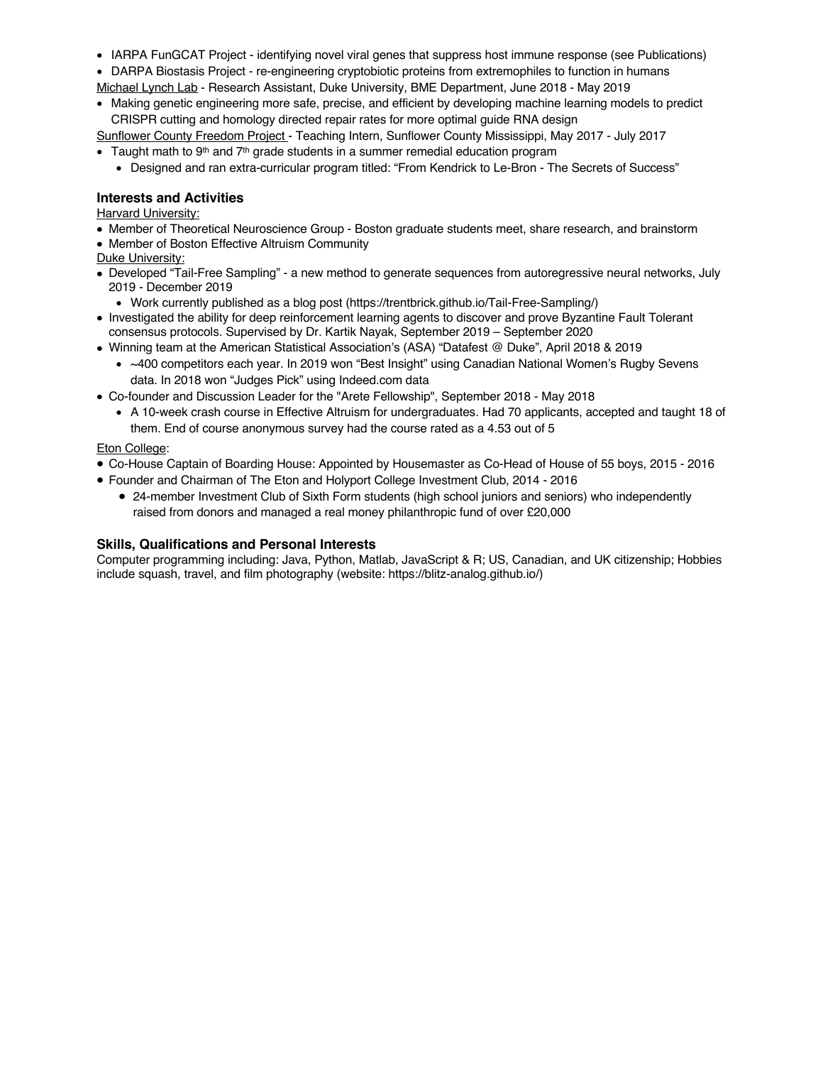- IARPA FunGCAT Project - identifying novel viral genes that suppress host immune response (see Publications)
- DARPA Biostasis Project - re-engineering cryptobiotic proteins from extremophiles to function in humans

Michael Lynch Lab - Research Assistant, Duke University, BME Department, June 2018 - May 2019

- Making genetic engineering more safe, precise, and efficient by developing machine learning models to predict CRISPR cutting and homology directed repair rates for more optimal guide RNA design

Sunflower County Freedom Project - Teaching Intern, Sunflower County Mississippi, May 2017 - July 2017

- Taught math to 9th and 7th grade students in a summer remedial education program
  - Designed and ran extra-curricular program titled: "From Kendrick to Le-Bron - The Secrets of Success"

### Interests and Activities

Harvard University:

- Member of Theoretical Neuroscience Group - Boston graduate students meet, share research, and brainstorm
- Member of Boston Effective Altruism Community

Duke University:

- Developed "Tail-Free Sampling" - a new method to generate sequences from autoregressive neural networks, July 2019 - December 2019
  - Work currently published as a blog post (https://trentbrick.github.io/Tail-Free-Sampling/)
- Investigated the ability for deep reinforcement learning agents to discover and prove Byzantine Fault Tolerant consensus protocols. Supervised by Dr. Kartik Nayak, September 2019 – September 2020
- Winning team at the American Statistical Association's (ASA) "Datafest @ Duke", April 2018 & 2019
  - ~400 competitors each year. In 2019 won "Best Insight" using Canadian National Women's Rugby Sevens data. In 2018 won "Judges Pick" using Indeed.com data
- Co-founder and Discussion Leader for the "Arete Fellowship", September 2018 - May 2018
  - A 10-week crash course in Effective Altruism for undergraduates. Had 70 applicants, accepted and taught 18 of them. End of course anonymous survey had the course rated as a 4.53 out of 5

Eton College:

- Co-House Captain of Boarding House: Appointed by Housemaster as Co-Head of House of 55 boys, 2015 - 2016
- Founder and Chairman of The Eton and Holyport College Investment Club, 2014 - 2016
  - 24-member Investment Club of Sixth Form students (high school juniors and seniors) who independently raised from donors and managed a real money philanthropic fund of over £20,000

### Skills, Qualifications and Personal Interests

Computer programming including: Java, Python, Matlab, JavaScript & R; US, Canadian, and UK citizenship; Hobbies include squash, travel, and film photography (website: https://blitz-analog.github.io/)